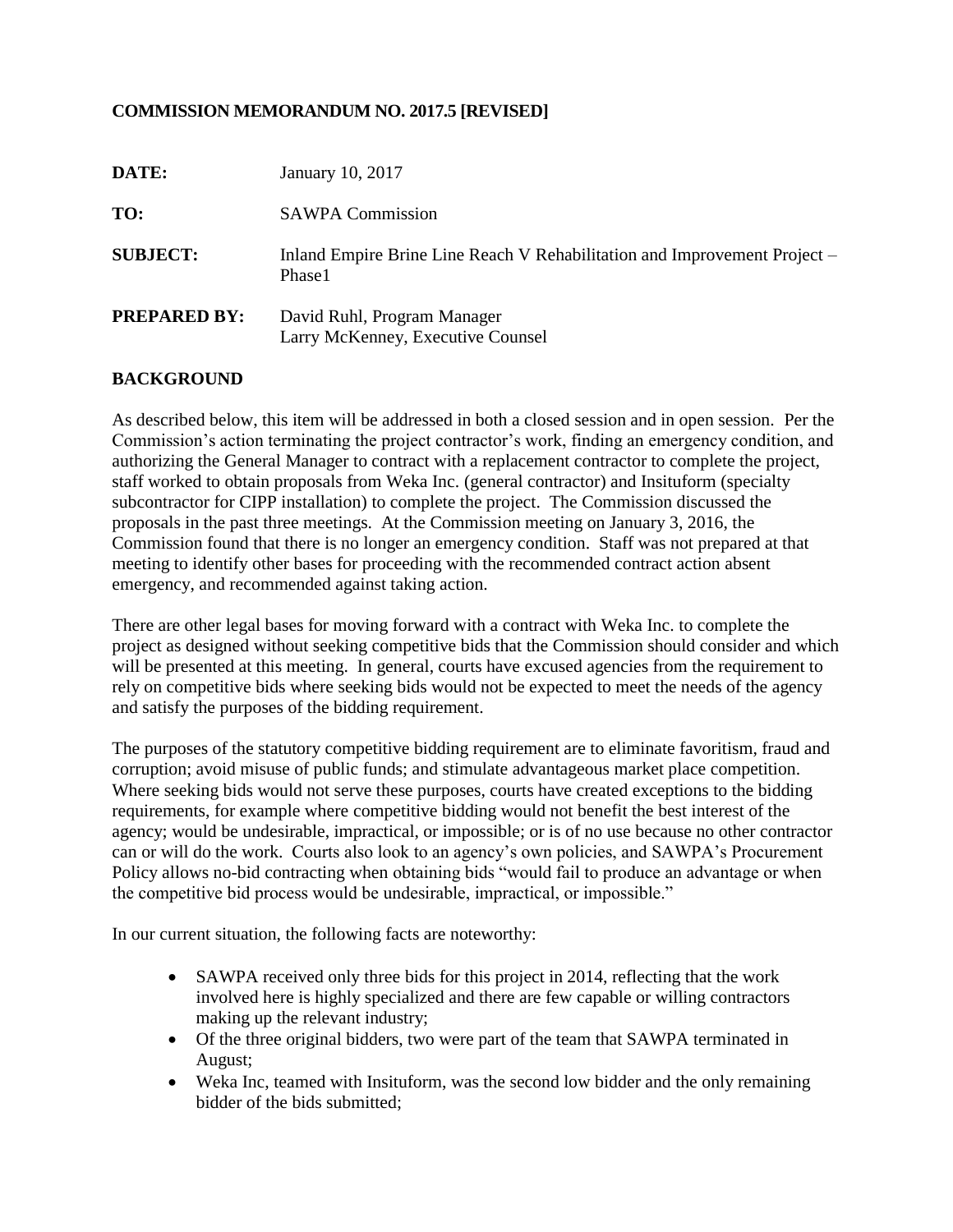**COMMISSION MEMORANDUM NO. 2017.5 [REVISED]**

**DATE:** January 10, 2017

**TO:** SAWPA Commission

**SUBJECT:** Inland Empire Brine Line Reach V Rehabilitation and Improvement Project – Phase1

**PREPARED BY:** David Ruhl, Program Manager
Larry McKenney, Executive Counsel

## BACKGROUND

As described below, this item will be addressed in both a closed session and in open session. Per the Commission's action terminating the project contractor's work, finding an emergency condition, and authorizing the General Manager to contract with a replacement contractor to complete the project, staff worked to obtain proposals from Weka Inc. (general contractor) and Insituform (specialty subcontractor for CIPP installation) to complete the project. The Commission discussed the proposals in the past three meetings. At the Commission meeting on January 3, 2016, the Commission found that there is no longer an emergency condition. Staff was not prepared at that meeting to identify other bases for proceeding with the recommended contract action absent emergency, and recommended against taking action.

There are other legal bases for moving forward with a contract with Weka Inc. to complete the project as designed without seeking competitive bids that the Commission should consider and which will be presented at this meeting. In general, courts have excused agencies from the requirement to rely on competitive bids where seeking bids would not be expected to meet the needs of the agency and satisfy the purposes of the bidding requirement.

The purposes of the statutory competitive bidding requirement are to eliminate favoritism, fraud and corruption; avoid misuse of public funds; and stimulate advantageous market place competition. Where seeking bids would not serve these purposes, courts have created exceptions to the bidding requirements, for example where competitive bidding would not benefit the best interest of the agency; would be undesirable, impractical, or impossible; or is of no use because no other contractor can or will do the work. Courts also look to an agency's own policies, and SAWPA's Procurement Policy allows no-bid contracting when obtaining bids "would fail to produce an advantage or when the competitive bid process would be undesirable, impractical, or impossible."

In our current situation, the following facts are noteworthy:

- SAWPA received only three bids for this project in 2014, reflecting that the work involved here is highly specialized and there are few capable or willing contractors making up the relevant industry;
- Of the three original bidders, two were part of the team that SAWPA terminated in August;
- Weka Inc, teamed with Insituform, was the second low bidder and the only remaining bidder of the bids submitted;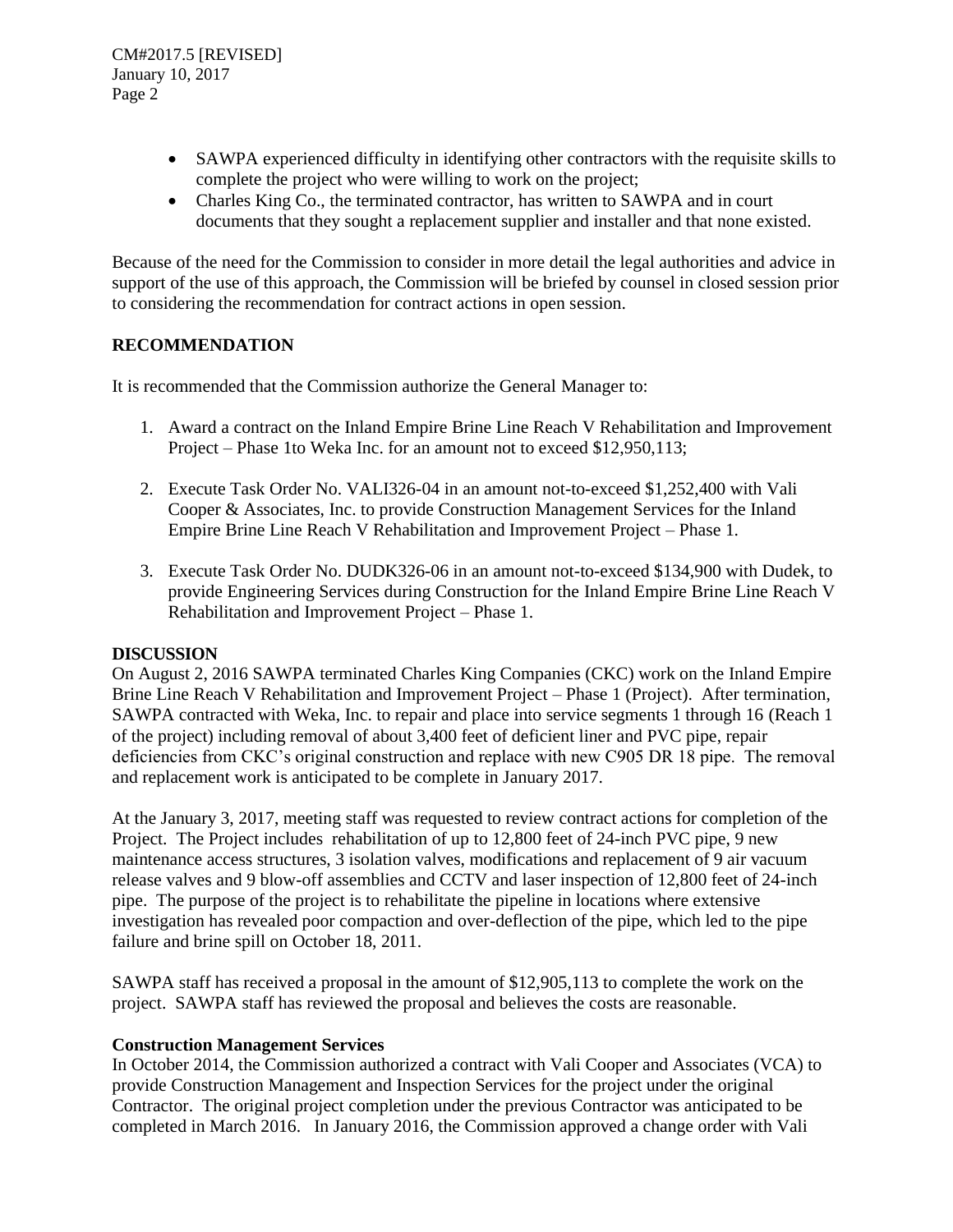- SAWPA experienced difficulty in identifying other contractors with the requisite skills to complete the project who were willing to work on the project;
- Charles King Co., the terminated contractor, has written to SAWPA and in court documents that they sought a replacement supplier and installer and that none existed.

Because of the need for the Commission to consider in more detail the legal authorities and advice in support of the use of this approach, the Commission will be briefed by counsel in closed session prior to considering the recommendation for contract actions in open session.

## RECOMMENDATION

It is recommended that the Commission authorize the General Manager to:

1. Award a contract on the Inland Empire Brine Line Reach V Rehabilitation and Improvement Project – Phase 1to Weka Inc. for an amount not to exceed $12,950,113;

2. Execute Task Order No. VALI326-04 in an amount not-to-exceed $1,252,400 with Vali Cooper & Associates, Inc. to provide Construction Management Services for the Inland Empire Brine Line Reach V Rehabilitation and Improvement Project – Phase 1.

3. Execute Task Order No. DUDK326-06 in an amount not-to-exceed $134,900 with Dudek, to provide Engineering Services during Construction for the Inland Empire Brine Line Reach V Rehabilitation and Improvement Project – Phase 1.

## DISCUSSION

On August 2, 2016 SAWPA terminated Charles King Companies (CKC) work on the Inland Empire Brine Line Reach V Rehabilitation and Improvement Project – Phase 1 (Project). After termination, SAWPA contracted with Weka, Inc. to repair and place into service segments 1 through 16 (Reach 1 of the project) including removal of about 3,400 feet of deficient liner and PVC pipe, repair deficiencies from CKC's original construction and replace with new C905 DR 18 pipe. The removal and replacement work is anticipated to be complete in January 2017.

At the January 3, 2017, meeting staff was requested to review contract actions for completion of the Project. The Project includes rehabilitation of up to 12,800 feet of 24-inch PVC pipe, 9 new maintenance access structures, 3 isolation valves, modifications and replacement of 9 air vacuum release valves and 9 blow-off assemblies and CCTV and laser inspection of 12,800 feet of 24-inch pipe. The purpose of the project is to rehabilitate the pipeline in locations where extensive investigation has revealed poor compaction and over-deflection of the pipe, which led to the pipe failure and brine spill on October 18, 2011.

SAWPA staff has received a proposal in the amount of $12,905,113 to complete the work on the project. SAWPA staff has reviewed the proposal and believes the costs are reasonable.

### Construction Management Services

In October 2014, the Commission authorized a contract with Vali Cooper and Associates (VCA) to provide Construction Management and Inspection Services for the project under the original Contractor. The original project completion under the previous Contractor was anticipated to be completed in March 2016. In January 2016, the Commission approved a change order with Vali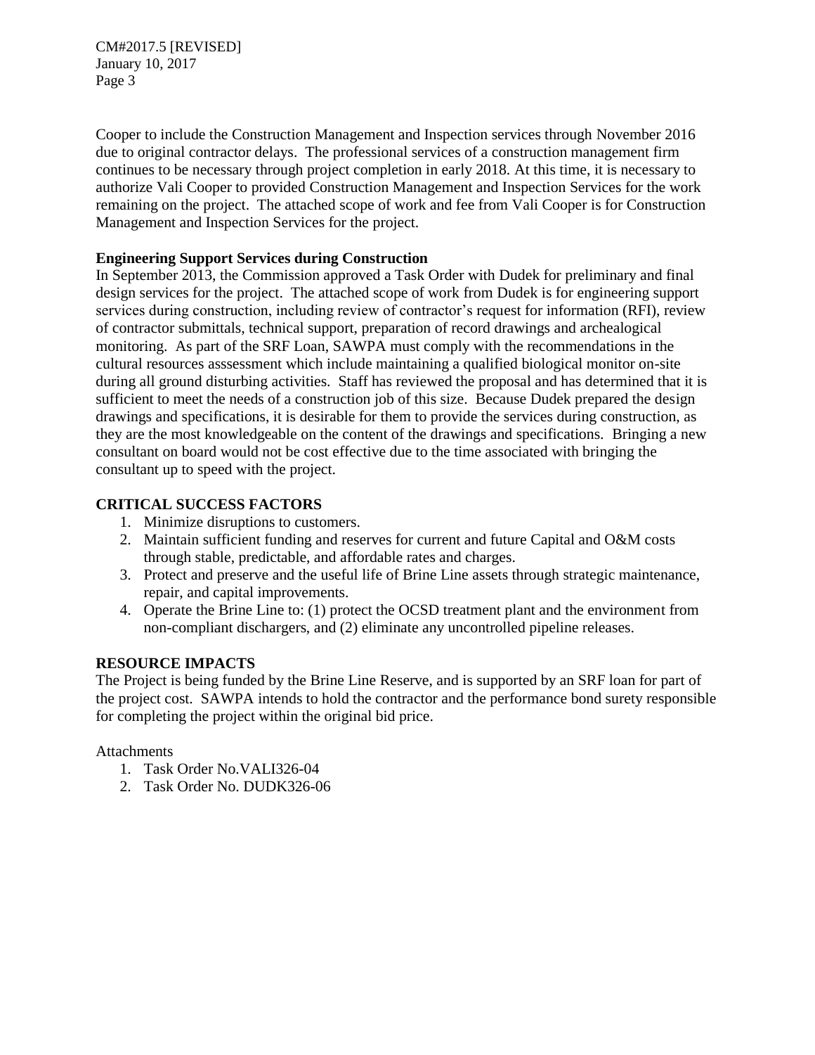Cooper to include the Construction Management and Inspection services through November 2016 due to original contractor delays. The professional services of a construction management firm continues to be necessary through project completion in early 2018. At this time, it is necessary to authorize Vali Cooper to provided Construction Management and Inspection Services for the work remaining on the project. The attached scope of work and fee from Vali Cooper is for Construction Management and Inspection Services for the project.

**Engineering Support Services during Construction**

In September 2013, the Commission approved a Task Order with Dudek for preliminary and final design services for the project. The attached scope of work from Dudek is for engineering support services during construction, including review of contractor's request for information (RFI), review of contractor submittals, technical support, preparation of record drawings and archealogical monitoring. As part of the SRF Loan, SAWPA must comply with the recommendations in the cultural resources asssessment which include maintaining a qualified biological monitor on-site during all ground disturbing activities. Staff has reviewed the proposal and has determined that it is sufficient to meet the needs of a construction job of this size. Because Dudek prepared the design drawings and specifications, it is desirable for them to provide the services during construction, as they are the most knowledgeable on the content of the drawings and specifications. Bringing a new consultant on board would not be cost effective due to the time associated with bringing the consultant up to speed with the project.

## CRITICAL SUCCESS FACTORS

1. Minimize disruptions to customers.
2. Maintain sufficient funding and reserves for current and future Capital and O&M costs through stable, predictable, and affordable rates and charges.
3. Protect and preserve and the useful life of Brine Line assets through strategic maintenance, repair, and capital improvements.
4. Operate the Brine Line to: (1) protect the OCSD treatment plant and the environment from non-compliant dischargers, and (2) eliminate any uncontrolled pipeline releases.

## RESOURCE IMPACTS

The Project is being funded by the Brine Line Reserve, and is supported by an SRF loan for part of the project cost. SAWPA intends to hold the contractor and the performance bond surety responsible for completing the project within the original bid price.

Attachments

1. Task Order No.VALI326-04
2. Task Order No. DUDK326-06